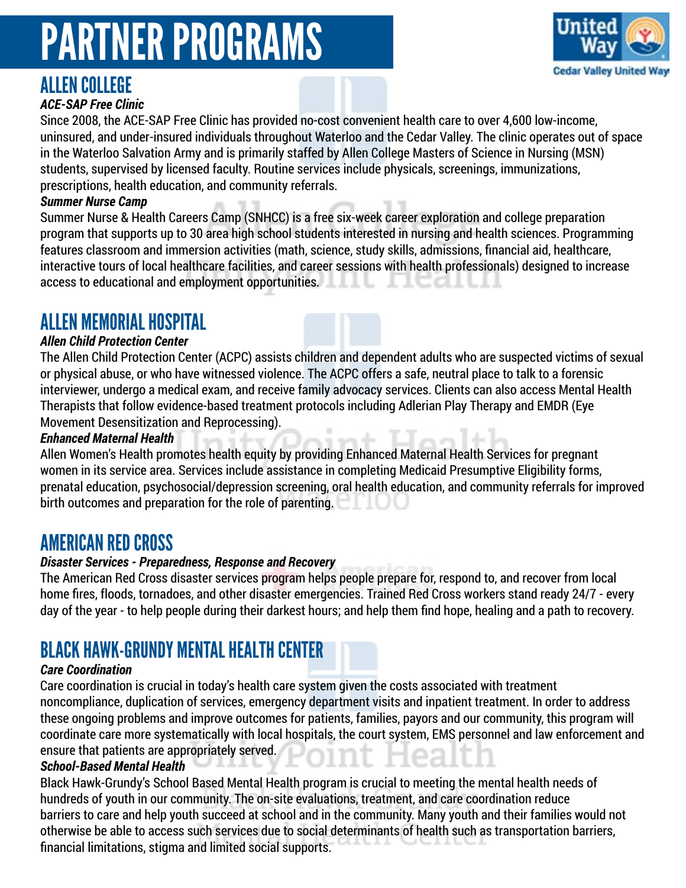# PARTNER PROGRAMS

## ALLEN COLLEGE

### *ACE-SAP Free Clinic*

Since 2008, the ACE-SAP Free Clinic has provided no-cost convenient health care to over 4,600 low-income, uninsured, and under-insured individuals throughout Waterloo and the Cedar Valley. The clinic operates out of space in the Waterloo Salvation Army and is primarily staffed by Allen College Masters of Science in Nursing (MSN) students, supervised by licensed faculty. Routine services include physicals, screenings, immunizations, prescriptions, health education, and community referrals.

### *Summer Nurse Camp*

Summer Nurse & Health Careers Camp (SNHCC) is a free six-week career exploration and college preparation program that supports up to 30 area high school students interested in nursing and health sciences. Programming features classroom and immersion activities (math, science, study skills, admissions, financial aid, healthcare, interactive tours of local healthcare facilities, and career sessions with health professionals) designed to increase access to educational and employment opportunities.

## ALLEN MEMORIAL HOSPITAL

### *Allen Child Protection Center*

The Allen Child Protection Center (ACPC) assists children and dependent adults who are suspected victims of sexual or physical abuse, or who have witnessed violence. The ACPC offers a safe, neutral place to talk to a forensic interviewer, undergo a medical exam, and receive family advocacy services. Clients can also access Mental Health Therapists that follow evidence-based treatment protocols including Adlerian Play Therapy and EMDR (Eye Movement Desensitization and Reprocessing).

### *Enhanced Maternal Health*

Allen Women's Health promotes health equity by providing Enhanced Maternal Health Services for pregnant women in its service area. Services include assistance in completing Medicaid Presumptive Eligibility forms, prenatal education, psychosocial/depression screening, oral health education, and community referrals for improved birth outcomes and preparation for the role of parenting.

## AMERICAN RED CROSS

### *Disaster Services - Preparedness, Response and Recovery*

The American Red Cross disaster services program helps people prepare for, respond to, and recover from local home fires, floods, tornadoes, and other disaster emergencies. Trained Red Cross workers stand ready 24/7 - every day of the year - to help people during their darkest hours; and help them find hope, healing and a path to recovery.

## BLACK HAWK-GRUNDY MENTAL HEALTH CENTER

### *Care Coordination*

Care coordination is crucial in today's health care system given the costs associated with treatment noncompliance, duplication of services, emergency department visits and inpatient treatment. In order to address these ongoing problems and improve outcomes for patients, families, payors and our community, this program will coordinate care more systematically with local hospitals, the court system, EMS personnel and law enforcement and ensure that patients are appropriately served.

### *School-Based Mental Health*

Black Hawk-Grundy's School Based Mental Health program is crucial to meeting the mental health needs of hundreds of youth in our community. The on-site evaluations, treatment, and care coordination reduce barriers to care and help youth succeed at school and in the community. Many youth and their families would not otherwise be able to access such services due to social determinants of health such as transportation barriers, financial limitations, stigma and limited social supports.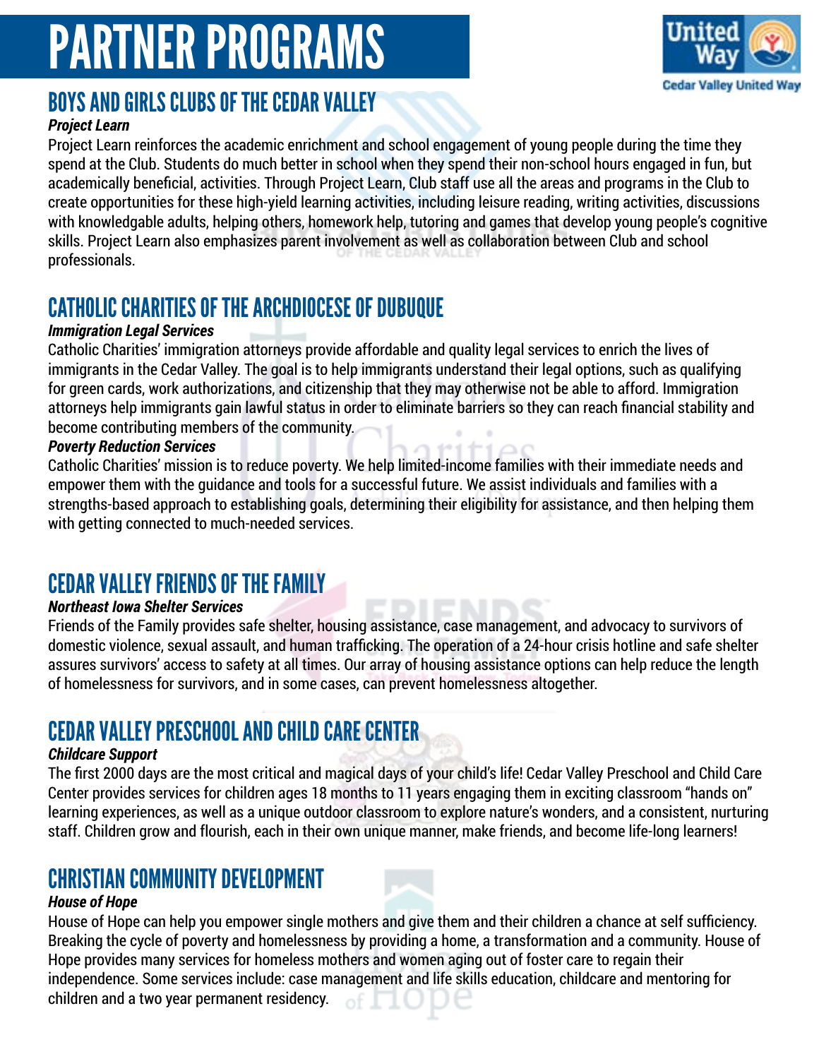# PARTNER PROGRAMS

## BOYS AND GIRLS CLUBS OF THE CEDAR VALLEY

***Project Learn***

Project Learn reinforces the academic enrichment and school engagement of young people during the time they spend at the Club. Students do much better in school when they spend their non-school hours engaged in fun, but academically beneficial, activities. Through Project Learn, Club staff use all the areas and programs in the Club to create opportunities for these high-yield learning activities, including leisure reading, writing activities, discussions with knowledgable adults, helping others, homework help, tutoring and games that develop young people's cognitive skills. Project Learn also emphasizes parent involvement as well as collaboration between Club and school professionals.

## CATHOLIC CHARITIES OF THE ARCHDIOCESE OF DUBUQUE

***Immigration Legal Services***

Catholic Charities' immigration attorneys provide affordable and quality legal services to enrich the lives of immigrants in the Cedar Valley. The goal is to help immigrants understand their legal options, such as qualifying for green cards, work authorizations, and citizenship that they may otherwise not be able to afford. Immigration attorneys help immigrants gain lawful status in order to eliminate barriers so they can reach financial stability and become contributing members of the community.

***Poverty Reduction Services***

Catholic Charities' mission is to reduce poverty. We help limited-income families with their immediate needs and empower them with the guidance and tools for a successful future. We assist individuals and families with a strengths-based approach to establishing goals, determining their eligibility for assistance, and then helping them with getting connected to much-needed services.

## CEDAR VALLEY FRIENDS OF THE FAMILY

***Northeast Iowa Shelter Services***

Friends of the Family provides safe shelter, housing assistance, case management, and advocacy to survivors of domestic violence, sexual assault, and human trafficking. The operation of a 24-hour crisis hotline and safe shelter assures survivors' access to safety at all times. Our array of housing assistance options can help reduce the length of homelessness for survivors, and in some cases, can prevent homelessness altogether.

## CEDAR VALLEY PRESCHOOL AND CHILD CARE CENTER

***Childcare Support***

The first 2000 days are the most critical and magical days of your child's life! Cedar Valley Preschool and Child Care Center provides services for children ages 18 months to 11 years engaging them in exciting classroom "hands on" learning experiences, as well as a unique outdoor classroom to explore nature's wonders, and a consistent, nurturing staff. Children grow and flourish, each in their own unique manner, make friends, and become life-long learners!

## CHRISTIAN COMMUNITY DEVELOPMENT

***House of Hope***

House of Hope can help you empower single mothers and give them and their children a chance at self sufficiency. Breaking the cycle of poverty and homelessness by providing a home, a transformation and a community. House of Hope provides many services for homeless mothers and women aging out of foster care to regain their independence. Some services include: case management and life skills education, childcare and mentoring for children and a two year permanent residency.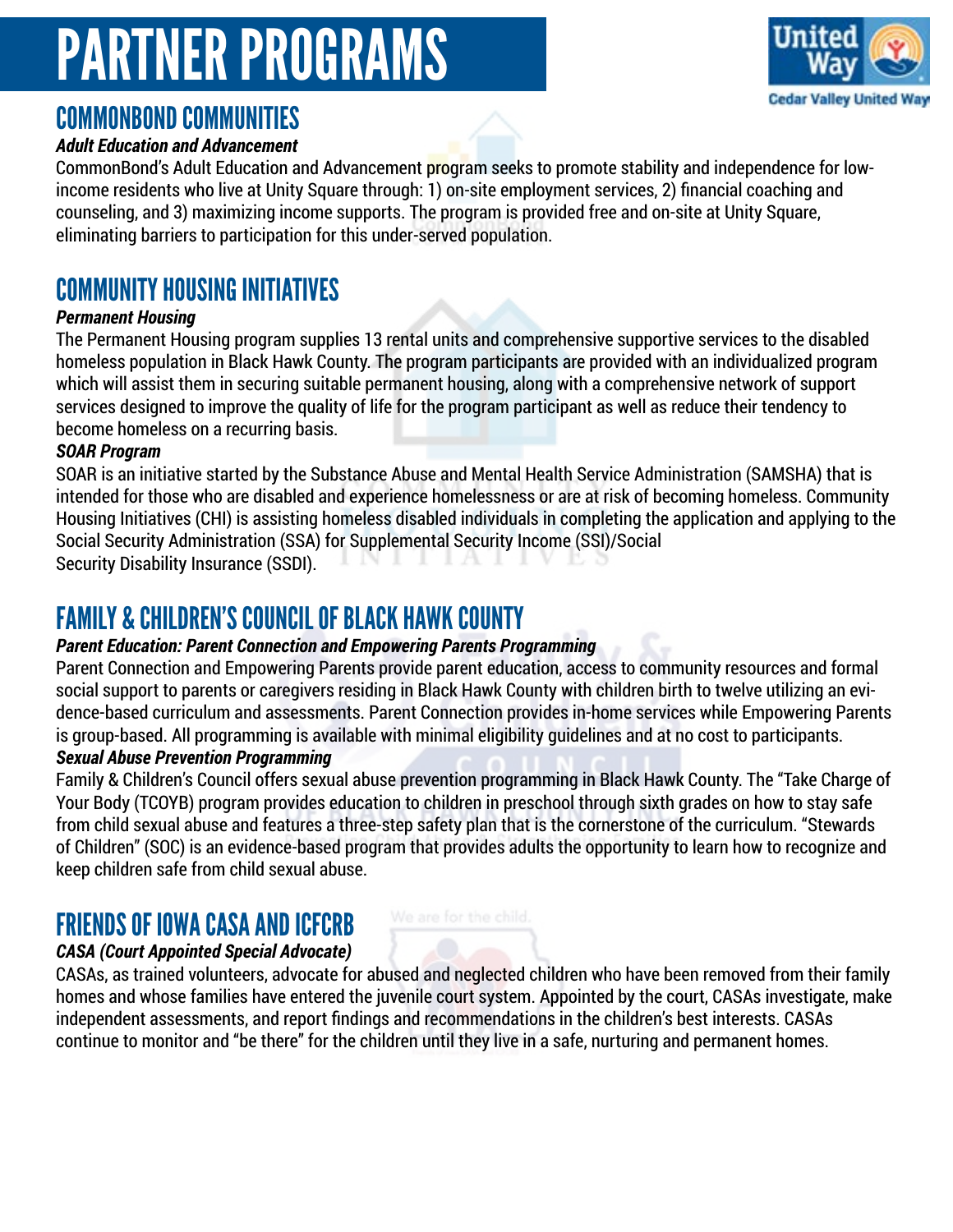# PARTNER PROGRAMS

## COMMONBOND COMMUNITIES

***Adult Education and Advancement***

CommonBond's Adult Education and Advancement program seeks to promote stability and independence for low-income residents who live at Unity Square through: 1) on-site employment services, 2) financial coaching and counseling, and 3) maximizing income supports. The program is provided free and on-site at Unity Square, eliminating barriers to participation for this under-served population.

## COMMUNITY HOUSING INITIATIVES

***Permanent Housing***

The Permanent Housing program supplies 13 rental units and comprehensive supportive services to the disabled homeless population in Black Hawk County. The program participants are provided with an individualized program which will assist them in securing suitable permanent housing, along with a comprehensive network of support services designed to improve the quality of life for the program participant as well as reduce their tendency to become homeless on a recurring basis.

***SOAR Program***

SOAR is an initiative started by the Substance Abuse and Mental Health Service Administration (SAMSHA) that is intended for those who are disabled and experience homelessness or are at risk of becoming homeless. Community Housing Initiatives (CHI) is assisting homeless disabled individuals in completing the application and applying to the Social Security Administration (SSA) for Supplemental Security Income (SSI)/Social Security Disability Insurance (SSDI).

## FAMILY & CHILDREN'S COUNCIL OF BLACK HAWK COUNTY

***Parent Education: Parent Connection and Empowering Parents Programming***

Parent Connection and Empowering Parents provide parent education, access to community resources and formal social support to parents or caregivers residing in Black Hawk County with children birth to twelve utilizing an evidence-based curriculum and assessments. Parent Connection provides in-home services while Empowering Parents is group-based. All programming is available with minimal eligibility guidelines and at no cost to participants.

***Sexual Abuse Prevention Programming***

Family & Children's Council offers sexual abuse prevention programming in Black Hawk County. The "Take Charge of Your Body (TCOYB) program provides education to children in preschool through sixth grades on how to stay safe from child sexual abuse and features a three-step safety plan that is the cornerstone of the curriculum. "Stewards of Children" (SOC) is an evidence-based program that provides adults the opportunity to learn how to recognize and keep children safe from child sexual abuse.

## FRIENDS OF IOWA CASA AND ICFCRB

***CASA (Court Appointed Special Advocate)***

CASAs, as trained volunteers, advocate for abused and neglected children who have been removed from their family homes and whose families have entered the juvenile court system. Appointed by the court, CASAs investigate, make independent assessments, and report findings and recommendations in the children's best interests. CASAs continue to monitor and "be there" for the children until they live in a safe, nurturing and permanent homes.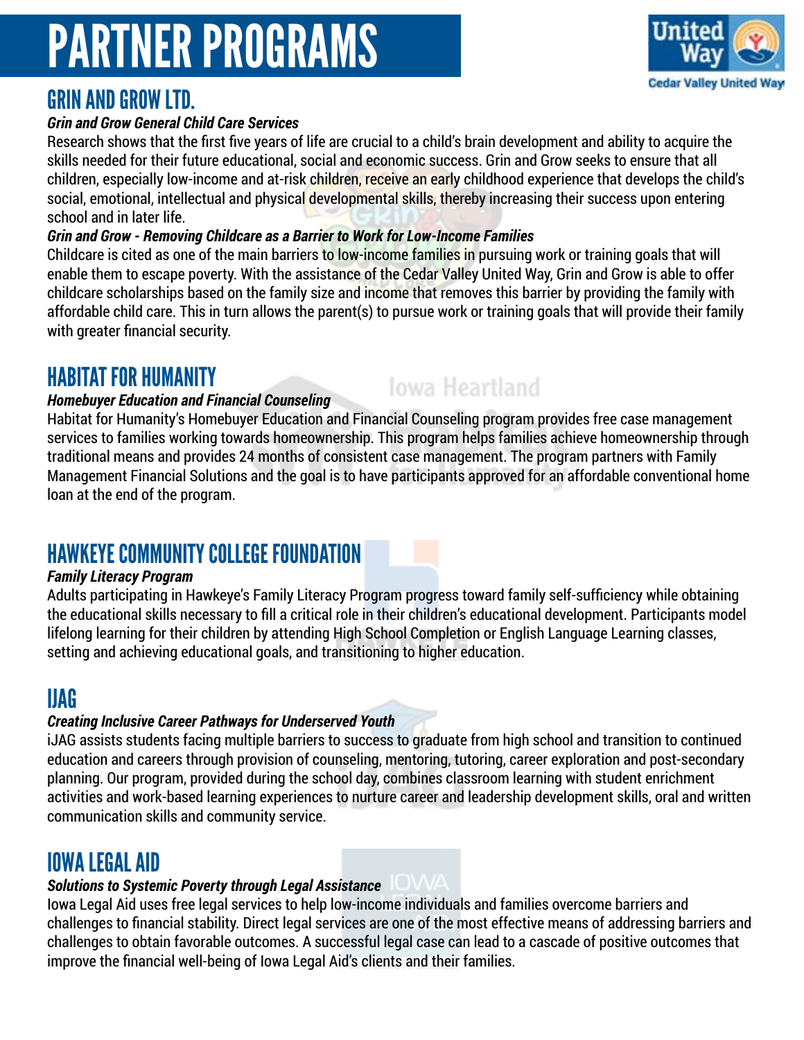# PARTNER PROGRAMS

## GRIN AND GROW LTD.

***Grin and Grow General Child Care Services***

Research shows that the first five years of life are crucial to a child's brain development and ability to acquire the skills needed for their future educational, social and economic success. Grin and Grow seeks to ensure that all children, especially low-income and at-risk children, receive an early childhood experience that develops the child's social, emotional, intellectual and physical developmental skills, thereby increasing their success upon entering school and in later life.

***Grin and Grow - Removing Childcare as a Barrier to Work for Low-Income Families***

Childcare is cited as one of the main barriers to low-income families in pursuing work or training goals that will enable them to escape poverty. With the assistance of the Cedar Valley United Way, Grin and Grow is able to offer childcare scholarships based on the family size and income that removes this barrier by providing the family with affordable child care. This in turn allows the parent(s) to pursue work or training goals that will provide their family with greater financial security.

## HABITAT FOR HUMANITY

***Homebuyer Education and Financial Counseling***

Habitat for Humanity's Homebuyer Education and Financial Counseling program provides free case management services to families working towards homeownership. This program helps families achieve homeownership through traditional means and provides 24 months of consistent case management. The program partners with Family Management Financial Solutions and the goal is to have participants approved for an affordable conventional home loan at the end of the program.

## HAWKEYE COMMUNITY COLLEGE FOUNDATION

***Family Literacy Program***

Adults participating in Hawkeye's Family Literacy Program progress toward family self-sufficiency while obtaining the educational skills necessary to fill a critical role in their children's educational development. Participants model lifelong learning for their children by attending High School Completion or English Language Learning classes, setting and achieving educational goals, and transitioning to higher education.

## IJAG

***Creating Inclusive Career Pathways for Underserved Youth***

iJAG assists students facing multiple barriers to success to graduate from high school and transition to continued education and careers through provision of counseling, mentoring, tutoring, career exploration and post-secondary planning. Our program, provided during the school day, combines classroom learning with student enrichment activities and work-based learning experiences to nurture career and leadership development skills, oral and written communication skills and community service.

## IOWA LEGAL AID

***Solutions to Systemic Poverty through Legal Assistance***

Iowa Legal Aid uses free legal services to help low-income individuals and families overcome barriers and challenges to financial stability. Direct legal services are one of the most effective means of addressing barriers and challenges to obtain favorable outcomes. A successful legal case can lead to a cascade of positive outcomes that improve the financial well-being of Iowa Legal Aid's clients and their families.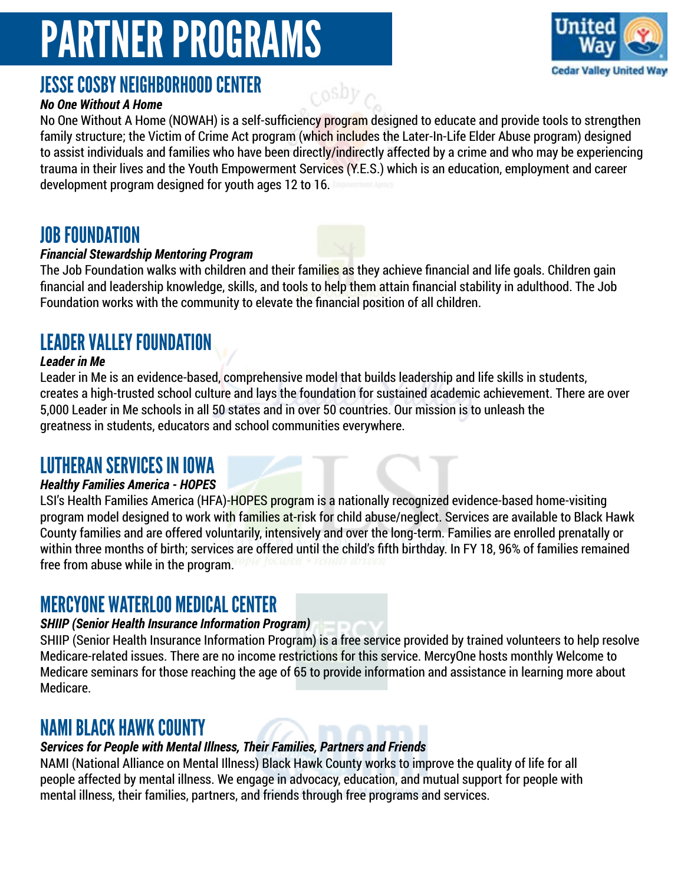# PARTNER PROGRAMS

## JESSE COSBY NEIGHBORHOOD CENTER

***No One Without A Home***

No One Without A Home (NOWAH) is a self-sufficiency program designed to educate and provide tools to strengthen family structure; the Victim of Crime Act program (which includes the Later-In-Life Elder Abuse program) designed to assist individuals and families who have been directly/indirectly affected by a crime and who may be experiencing trauma in their lives and the Youth Empowerment Services (Y.E.S.) which is an education, employment and career development program designed for youth ages 12 to 16.

## JOB FOUNDATION

***Financial Stewardship Mentoring Program***

The Job Foundation walks with children and their families as they achieve financial and life goals. Children gain financial and leadership knowledge, skills, and tools to help them attain financial stability in adulthood. The Job Foundation works with the community to elevate the financial position of all children.

## LEADER VALLEY FOUNDATION

***Leader in Me***

Leader in Me is an evidence-based, comprehensive model that builds leadership and life skills in students, creates a high-trusted school culture and lays the foundation for sustained academic achievement. There are over 5,000 Leader in Me schools in all 50 states and in over 50 countries. Our mission is to unleash the greatness in students, educators and school communities everywhere.

## LUTHERAN SERVICES IN IOWA

***Healthy Families America - HOPES***

LSI's Health Families America (HFA)-HOPES program is a nationally recognized evidence-based home-visiting program model designed to work with families at-risk for child abuse/neglect. Services are available to Black Hawk County families and are offered voluntarily, intensively and over the long-term. Families are enrolled prenatally or within three months of birth; services are offered until the child's fifth birthday. In FY 18, 96% of families remained free from abuse while in the program.

## MERCYONE WATERLOO MEDICAL CENTER

***SHIIP (Senior Health Insurance Information Program)***

SHIIP (Senior Health Insurance Information Program) is a free service provided by trained volunteers to help resolve Medicare-related issues. There are no income restrictions for this service. MercyOne hosts monthly Welcome to Medicare seminars for those reaching the age of 65 to provide information and assistance in learning more about Medicare.

## NAMI BLACK HAWK COUNTY

***Services for People with Mental Illness, Their Families, Partners and Friends***

NAMI (National Alliance on Mental Illness) Black Hawk County works to improve the quality of life for all people affected by mental illness. We engage in advocacy, education, and mutual support for people with mental illness, their families, partners, and friends through free programs and services.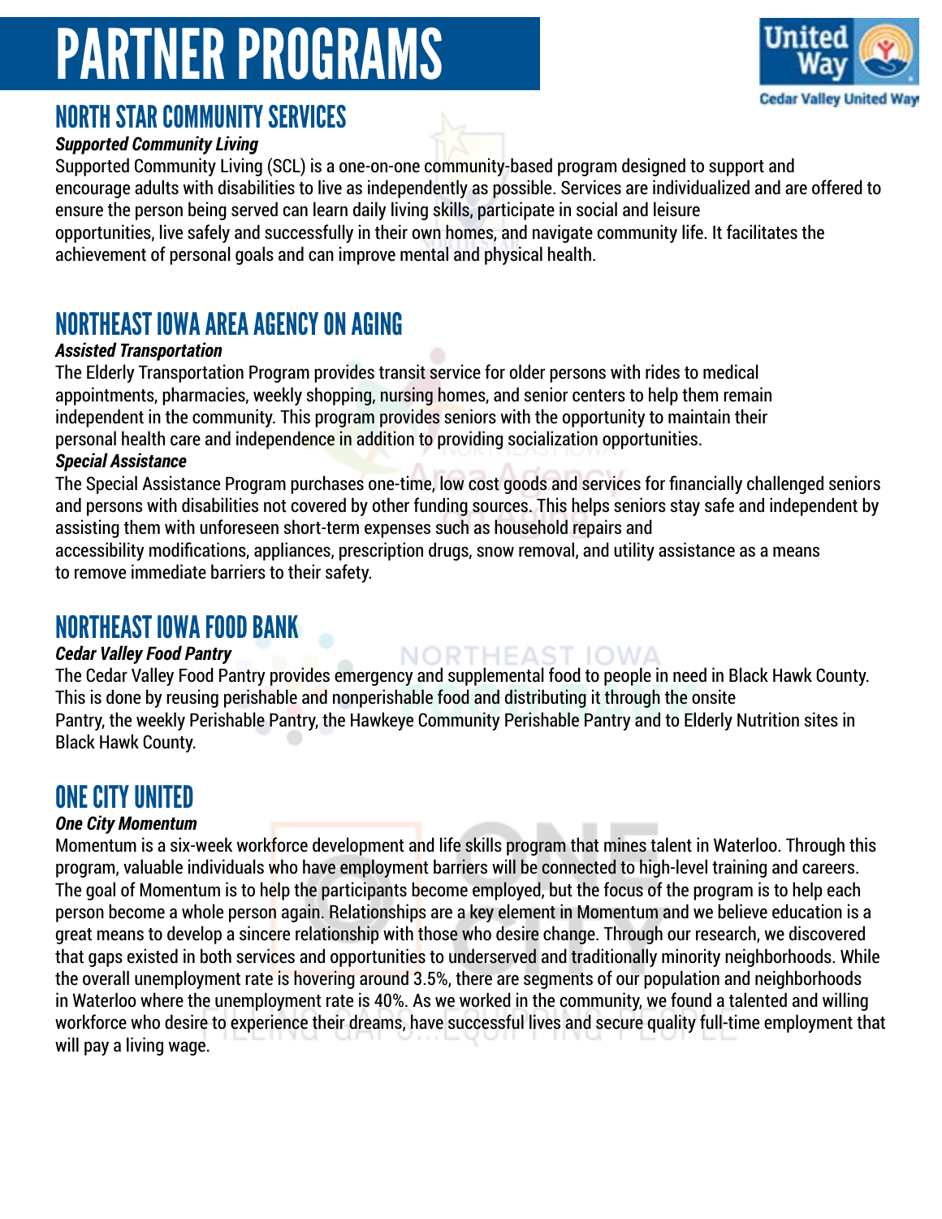# PARTNER PROGRAMS

## NORTH STAR COMMUNITY SERVICES

***Supported Community Living***

Supported Community Living (SCL) is a one-on-one community-based program designed to support and encourage adults with disabilities to live as independently as possible. Services are individualized and are offered to ensure the person being served can learn daily living skills, participate in social and leisure opportunities, live safely and successfully in their own homes, and navigate community life. It facilitates the achievement of personal goals and can improve mental and physical health.

## NORTHEAST IOWA AREA AGENCY ON AGING

***Assisted Transportation***

The Elderly Transportation Program provides transit service for older persons with rides to medical appointments, pharmacies, weekly shopping, nursing homes, and senior centers to help them remain independent in the community. This program provides seniors with the opportunity to maintain their personal health care and independence in addition to providing socialization opportunities.

***Special Assistance***

The Special Assistance Program purchases one-time, low cost goods and services for financially challenged seniors and persons with disabilities not covered by other funding sources. This helps seniors stay safe and independent by assisting them with unforeseen short-term expenses such as household repairs and accessibility modifications, appliances, prescription drugs, snow removal, and utility assistance as a means to remove immediate barriers to their safety.

## NORTHEAST IOWA FOOD BANK

***Cedar Valley Food Pantry***

The Cedar Valley Food Pantry provides emergency and supplemental food to people in need in Black Hawk County. This is done by reusing perishable and nonperishable food and distributing it through the onsite Pantry, the weekly Perishable Pantry, the Hawkeye Community Perishable Pantry and to Elderly Nutrition sites in Black Hawk County.

## ONE CITY UNITED

***One City Momentum***

Momentum is a six-week workforce development and life skills program that mines talent in Waterloo. Through this program, valuable individuals who have employment barriers will be connected to high-level training and careers. The goal of Momentum is to help the participants become employed, but the focus of the program is to help each person become a whole person again. Relationships are a key element in Momentum and we believe education is a great means to develop a sincere relationship with those who desire change. Through our research, we discovered that gaps existed in both services and opportunities to underserved and traditionally minority neighborhoods. While the overall unemployment rate is hovering around 3.5%, there are segments of our population and neighborhoods in Waterloo where the unemployment rate is 40%. As we worked in the community, we found a talented and willing workforce who desire to experience their dreams, have successful lives and secure quality full-time employment that will pay a living wage.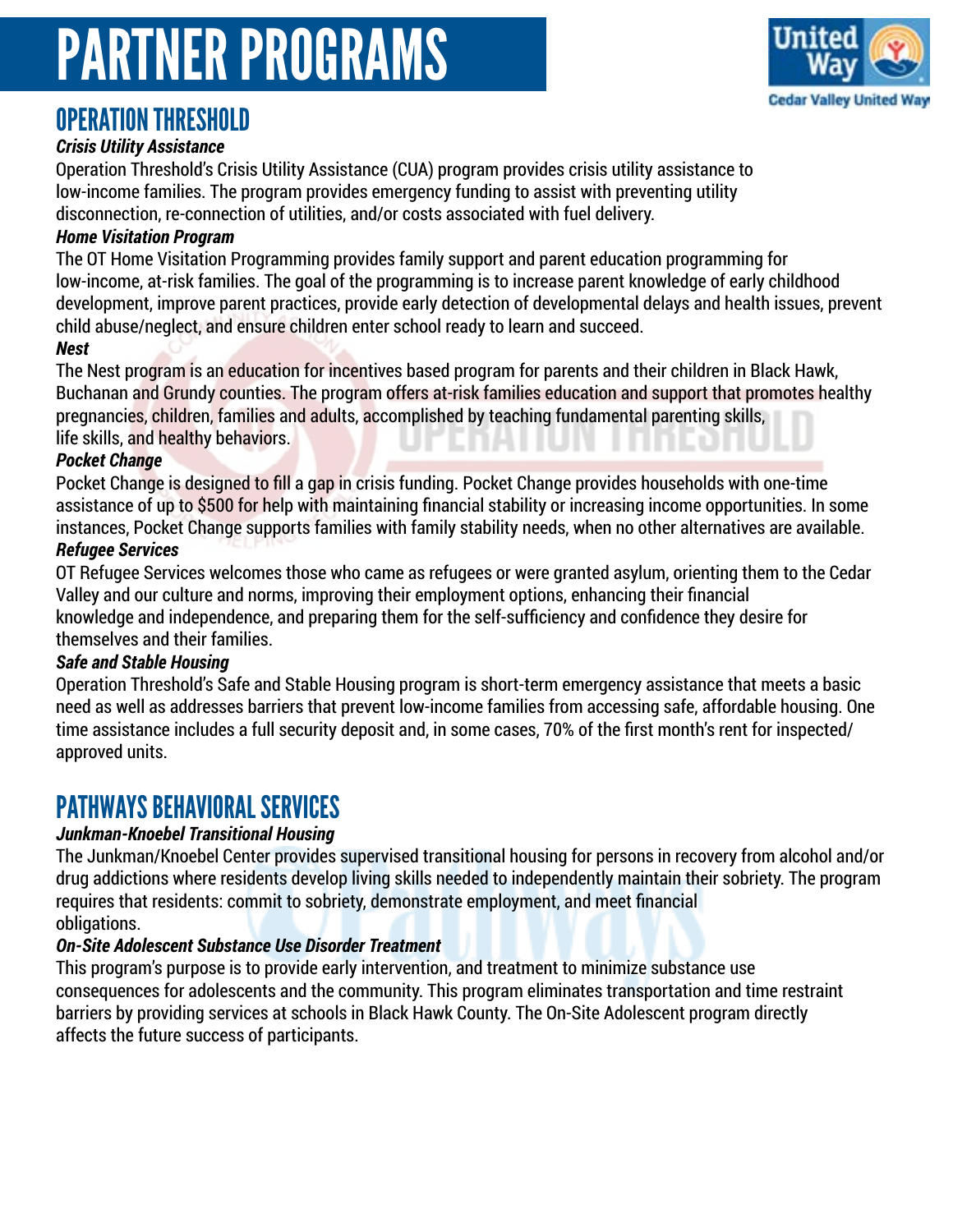# PARTNER PROGRAMS

## OPERATION THRESHOLD

### *Crisis Utility Assistance*

Operation Threshold's Crisis Utility Assistance (CUA) program provides crisis utility assistance to low-income families. The program provides emergency funding to assist with preventing utility disconnection, re-connection of utilities, and/or costs associated with fuel delivery.

### *Home Visitation Program*

The OT Home Visitation Programming provides family support and parent education programming for low-income, at-risk families. The goal of the programming is to increase parent knowledge of early childhood development, improve parent practices, provide early detection of developmental delays and health issues, prevent child abuse/neglect, and ensure children enter school ready to learn and succeed.

### *Nest*

The Nest program is an education for incentives based program for parents and their children in Black Hawk, Buchanan and Grundy counties. The program offers at-risk families education and support that promotes healthy pregnancies, children, families and adults, accomplished by teaching fundamental parenting skills, life skills, and healthy behaviors.

### *Pocket Change*

Pocket Change is designed to fill a gap in crisis funding. Pocket Change provides households with one-time assistance of up to $500 for help with maintaining financial stability or increasing income opportunities. In some instances, Pocket Change supports families with family stability needs, when no other alternatives are available.

### *Refugee Services*

OT Refugee Services welcomes those who came as refugees or were granted asylum, orienting them to the Cedar Valley and our culture and norms, improving their employment options, enhancing their financial knowledge and independence, and preparing them for the self-sufficiency and confidence they desire for themselves and their families.

### *Safe and Stable Housing*

Operation Threshold's Safe and Stable Housing program is short-term emergency assistance that meets a basic need as well as addresses barriers that prevent low-income families from accessing safe, affordable housing. One time assistance includes a full security deposit and, in some cases, 70% of the first month's rent for inspected/approved units.

## PATHWAYS BEHAVIORAL SERVICES

### *Junkman-Knoebel Transitional Housing*

The Junkman/Knoebel Center provides supervised transitional housing for persons in recovery from alcohol and/or drug addictions where residents develop living skills needed to independently maintain their sobriety. The program requires that residents: commit to sobriety, demonstrate employment, and meet financial obligations.

### *On-Site Adolescent Substance Use Disorder Treatment*

This program's purpose is to provide early intervention, and treatment to minimize substance use consequences for adolescents and the community. This program eliminates transportation and time restraint barriers by providing services at schools in Black Hawk County. The On-Site Adolescent program directly affects the future success of participants.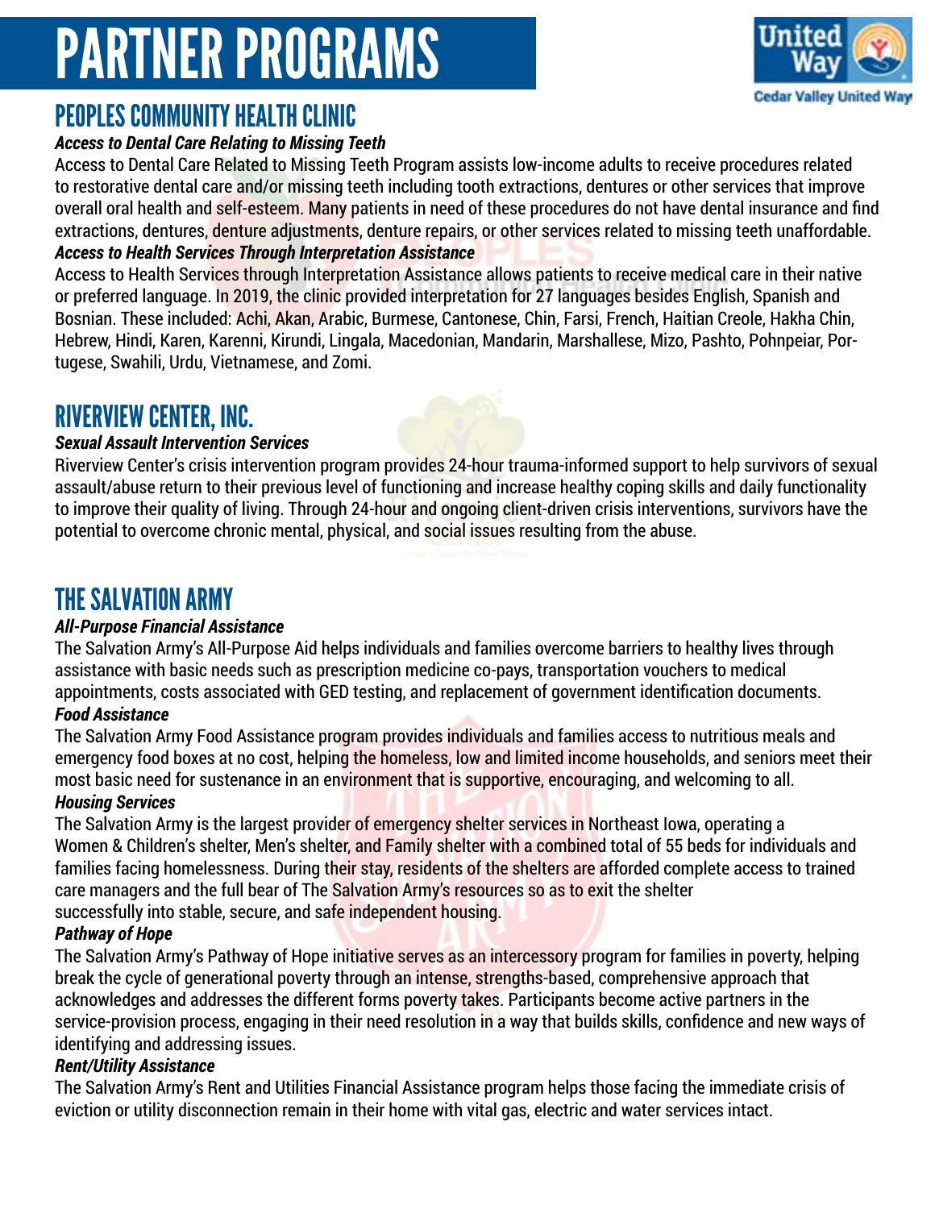# PARTNER PROGRAMS

## PEOPLES COMMUNITY HEALTH CLINIC

***Access to Dental Care Relating to Missing Teeth***

Access to Dental Care Related to Missing Teeth Program assists low-income adults to receive procedures related to restorative dental care and/or missing teeth including tooth extractions, dentures or other services that improve overall oral health and self-esteem. Many patients in need of these procedures do not have dental insurance and find extractions, dentures, denture adjustments, denture repairs, or other services related to missing teeth unaffordable.

***Access to Health Services Through Interpretation Assistance***

Access to Health Services through Interpretation Assistance allows patients to receive medical care in their native or preferred language. In 2019, the clinic provided interpretation for 27 languages besides English, Spanish and Bosnian. These included: Achi, Akan, Arabic, Burmese, Cantonese, Chin, Farsi, French, Haitian Creole, Hakha Chin, Hebrew, Hindi, Karen, Karenni, Kirundi, Lingala, Macedonian, Mandarin, Marshallese, Mizo, Pashto, Pohnpeiar, Portugese, Swahili, Urdu, Vietnamese, and Zomi.

## RIVERVIEW CENTER, INC.

***Sexual Assault Intervention Services***

Riverview Center's crisis intervention program provides 24-hour trauma-informed support to help survivors of sexual assault/abuse return to their previous level of functioning and increase healthy coping skills and daily functionality to improve their quality of living. Through 24-hour and ongoing client-driven crisis interventions, survivors have the potential to overcome chronic mental, physical, and social issues resulting from the abuse.

## THE SALVATION ARMY

***All-Purpose Financial Assistance***

The Salvation Army's All-Purpose Aid helps individuals and families overcome barriers to healthy lives through assistance with basic needs such as prescription medicine co-pays, transportation vouchers to medical appointments, costs associated with GED testing, and replacement of government identification documents.

***Food Assistance***

The Salvation Army Food Assistance program provides individuals and families access to nutritious meals and emergency food boxes at no cost, helping the homeless, low and limited income households, and seniors meet their most basic need for sustenance in an environment that is supportive, encouraging, and welcoming to all.

***Housing Services***

The Salvation Army is the largest provider of emergency shelter services in Northeast Iowa, operating a Women & Children's shelter, Men's shelter, and Family shelter with a combined total of 55 beds for individuals and families facing homelessness. During their stay, residents of the shelters are afforded complete access to trained care managers and the full bear of The Salvation Army's resources so as to exit the shelter successfully into stable, secure, and safe independent housing.

***Pathway of Hope***

The Salvation Army's Pathway of Hope initiative serves as an intercessory program for families in poverty, helping break the cycle of generational poverty through an intense, strengths-based, comprehensive approach that acknowledges and addresses the different forms poverty takes. Participants become active partners in the service-provision process, engaging in their need resolution in a way that builds skills, confidence and new ways of identifying and addressing issues.

***Rent/Utility Assistance***

The Salvation Army's Rent and Utilities Financial Assistance program helps those facing the immediate crisis of eviction or utility disconnection remain in their home with vital gas, electric and water services intact.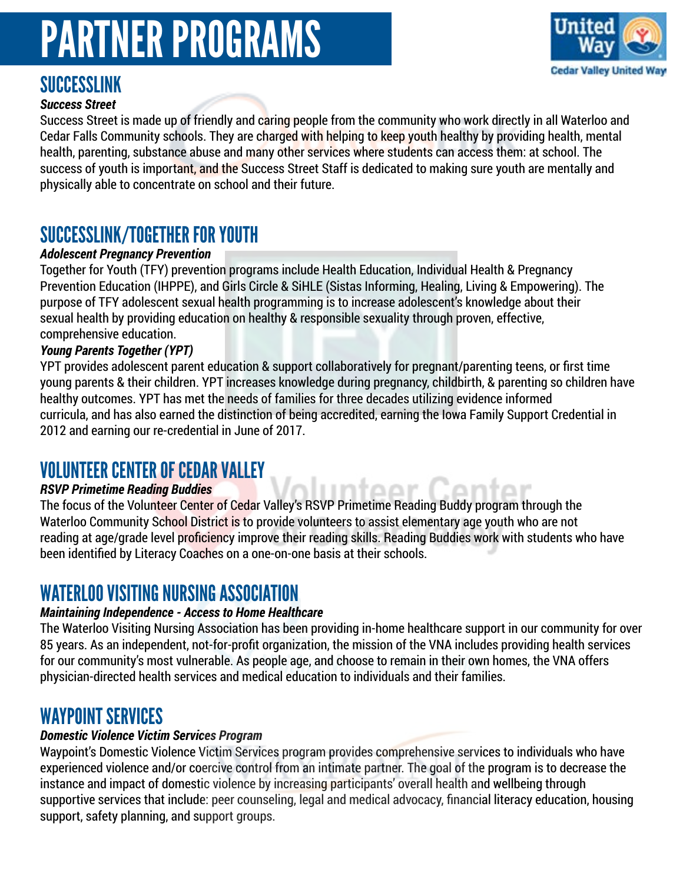# PARTNER PROGRAMS

## SUCCESSLINK

***Success Street***

Success Street is made up of friendly and caring people from the community who work directly in all Waterloo and Cedar Falls Community schools. They are charged with helping to keep youth healthy by providing health, mental health, parenting, substance abuse and many other services where students can access them: at school. The success of youth is important, and the Success Street Staff is dedicated to making sure youth are mentally and physically able to concentrate on school and their future.

## SUCCESSLINK/TOGETHER FOR YOUTH

***Adolescent Pregnancy Prevention***

Together for Youth (TFY) prevention programs include Health Education, Individual Health & Pregnancy Prevention Education (IHPPE), and Girls Circle & SiHLE (Sistas Informing, Healing, Living & Empowering). The purpose of TFY adolescent sexual health programming is to increase adolescent's knowledge about their sexual health by providing education on healthy & responsible sexuality through proven, effective, comprehensive education.

***Young Parents Together (YPT)***

YPT provides adolescent parent education & support collaboratively for pregnant/parenting teens, or first time young parents & their children. YPT increases knowledge during pregnancy, childbirth, & parenting so children have healthy outcomes. YPT has met the needs of families for three decades utilizing evidence informed curricula, and has also earned the distinction of being accredited, earning the Iowa Family Support Credential in 2012 and earning our re-credential in June of 2017.

## VOLUNTEER CENTER OF CEDAR VALLEY

***RSVP Primetime Reading Buddies***

The focus of the Volunteer Center of Cedar Valley's RSVP Primetime Reading Buddy program through the Waterloo Community School District is to provide volunteers to assist elementary age youth who are not reading at age/grade level proficiency improve their reading skills. Reading Buddies work with students who have been identified by Literacy Coaches on a one-on-one basis at their schools.

## WATERLOO VISITING NURSING ASSOCIATION

***Maintaining Independence - Access to Home Healthcare***

The Waterloo Visiting Nursing Association has been providing in-home healthcare support in our community for over 85 years. As an independent, not-for-profit organization, the mission of the VNA includes providing health services for our community's most vulnerable. As people age, and choose to remain in their own homes, the VNA offers physician-directed health services and medical education to individuals and their families.

## WAYPOINT SERVICES

***Domestic Violence Victim Services Program***

Waypoint's Domestic Violence Victim Services program provides comprehensive services to individuals who have experienced violence and/or coercive control from an intimate partner. The goal of the program is to decrease the instance and impact of domestic violence by increasing participants' overall health and wellbeing through supportive services that include: peer counseling, legal and medical advocacy, financial literacy education, housing support, safety planning, and support groups.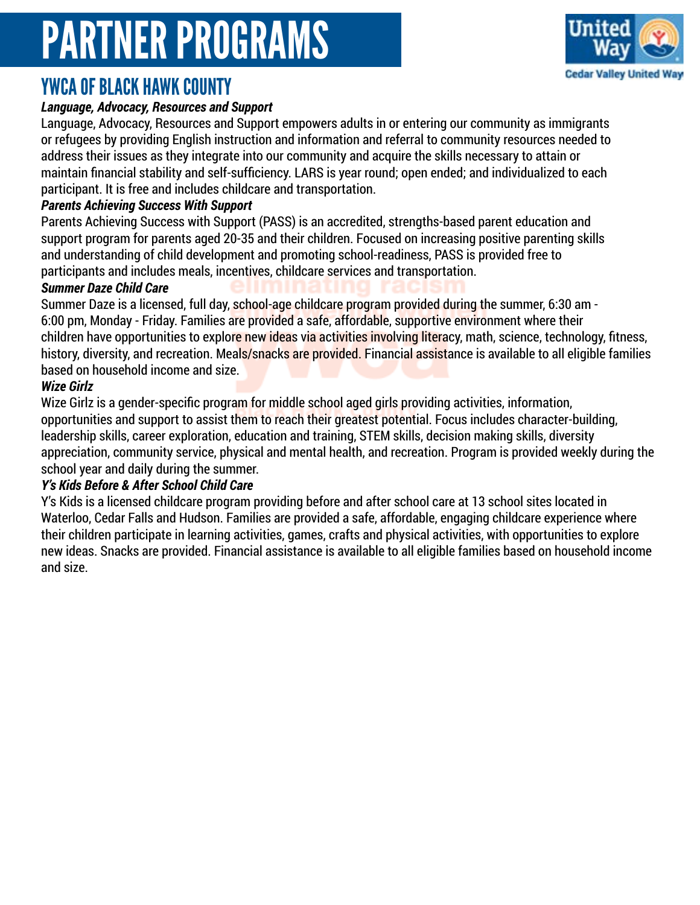# PARTNER PROGRAMS

## YWCA OF BLACK HAWK COUNTY

***Language, Advocacy, Resources and Support***

Language, Advocacy, Resources and Support empowers adults in or entering our community as immigrants or refugees by providing English instruction and information and referral to community resources needed to address their issues as they integrate into our community and acquire the skills necessary to attain or maintain financial stability and self-sufficiency. LARS is year round; open ended; and individualized to each participant. It is free and includes childcare and transportation.

***Parents Achieving Success With Support***

Parents Achieving Success with Support (PASS) is an accredited, strengths-based parent education and support program for parents aged 20-35 and their children. Focused on increasing positive parenting skills and understanding of child development and promoting school-readiness, PASS is provided free to participants and includes meals, incentives, childcare services and transportation.

***Summer Daze Child Care***

Summer Daze is a licensed, full day, school-age childcare program provided during the summer, 6:30 am - 6:00 pm, Monday - Friday. Families are provided a safe, affordable, supportive environment where their children have opportunities to explore new ideas via activities involving literacy, math, science, technology, fitness, history, diversity, and recreation. Meals/snacks are provided. Financial assistance is available to all eligible families based on household income and size.

***Wize Girlz***

Wize Girlz is a gender-specific program for middle school aged girls providing activities, information, opportunities and support to assist them to reach their greatest potential. Focus includes character-building, leadership skills, career exploration, education and training, STEM skills, decision making skills, diversity appreciation, community service, physical and mental health, and recreation. Program is provided weekly during the school year and daily during the summer.

***Y's Kids Before & After School Child Care***

Y's Kids is a licensed childcare program providing before and after school care at 13 school sites located in Waterloo, Cedar Falls and Hudson. Families are provided a safe, affordable, engaging childcare experience where their children participate in learning activities, games, crafts and physical activities, with opportunities to explore new ideas. Snacks are provided. Financial assistance is available to all eligible families based on household income and size.